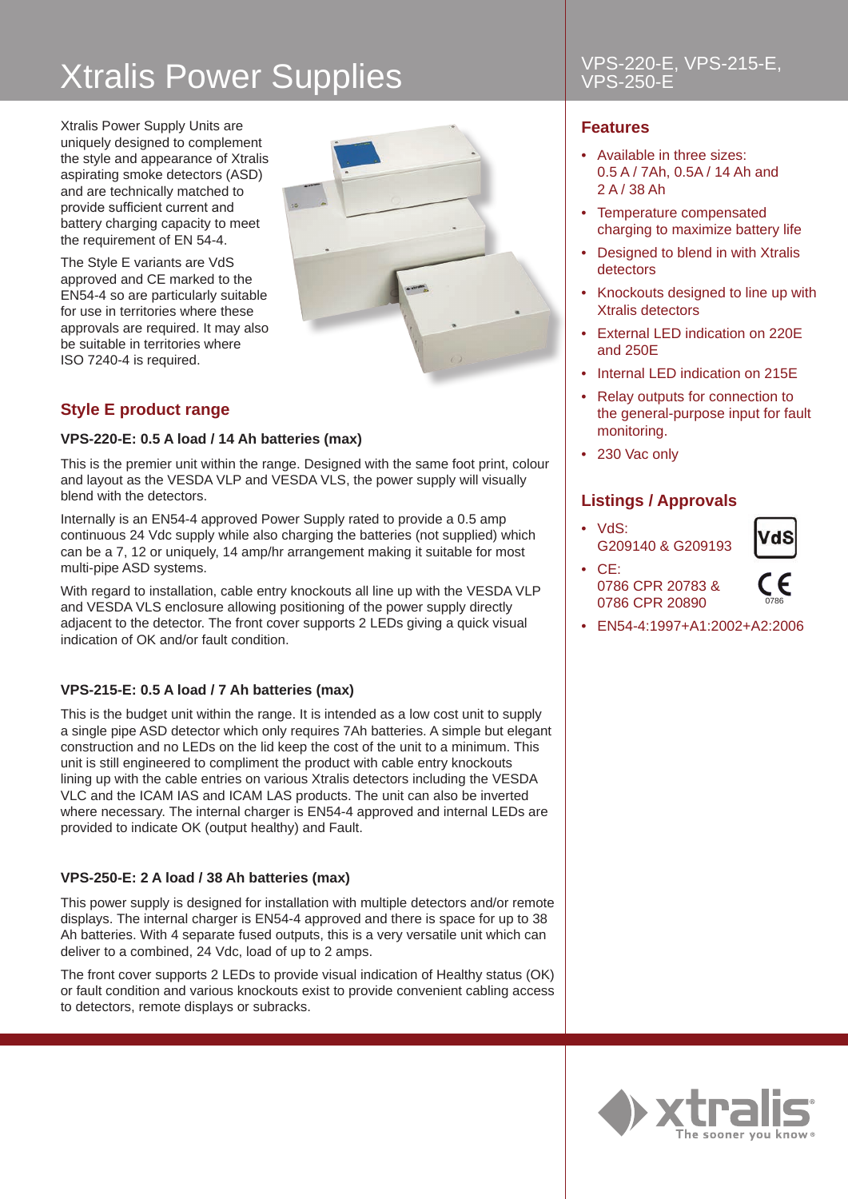# Xtralis Power Supplies

VPS-220-E, VPS-215-E, VPS-250-E

Xtralis Power Supply Units are uniquely designed to complement the style and appearance of Xtralis aspirating smoke detectors (ASD) and are technically matched to provide sufficient current and battery charging capacity to meet the requirement of EN 54-4.

The Style E variants are VdS approved and CE marked to the EN54-4 so are particularly suitable for use in territories where these approvals are required. It may also be suitable in territories where ISO 7240-4 is required.

## Style E product range

### VPS-220-E: 0.5 A load / 14 Ah batteries (max)

This is the premier unit within the range. Designed with the same foot print, colour and layout as the VESDA VLP and VESDA VLS, the power supply will visually blend with the detectors.

Internally is an EN54-4 approved Power Supply rated to provide a 0.5 amp continuous 24 Vdc supply while also charging the batteries (not supplied) which can be a 7, 12 or uniquely, 14 amp/hr arrangement making it suitable for most multi-pipe ASD systems.

With regard to installation, cable entry knockouts all line up with the VESDA VLP and VESDA VLS enclosure allowing positioning of the power supply directly adjacent to the detector. The front cover supports 2 LEDs giving a quick visual indication of OK and/or fault condition.

### VPS-215-E: 0.5 A load / 7 Ah batteries (max)

This is the budget unit within the range. It is intended as a low cost unit to supply a single pipe ASD detector which only requires 7Ah batteries. A simple but elegant construction and no LEDs on the lid keep the cost of the unit to a minimum. This unit is still engineered to compliment the product with cable entry knockouts lining up with the cable entries on various Xtralis detectors including the VESDA VLC and the ICAM IAS and ICAM LAS products. The unit can also be inverted where necessary. The internal charger is EN54-4 approved and internal LEDs are provided to indicate OK (output healthy) and Fault.

### VPS-250-E: 2 A load / 38 Ah batteries (max)

This power supply is designed for installation with multiple detectors and/or remote displays. The internal charger is EN54-4 approved and there is space for up to 38 Ah batteries. With 4 separate fused outputs, this is a very versatile unit which can deliver to a combined, 24 Vdc, load of up to 2 amps.

The front cover supports 2 LEDs to provide visual indication of Healthy status (OK) or fault condition and various knockouts exist to provide convenient cabling access to detectors, remote displays or subracks.

## Features

- Available in three sizes: 0.5 A / 7Ah, 0.5A / 14 Ah and 2 A / 38 Ah
- Temperature compensated charging to maximize battery life
- Designed to blend in with Xtralis detectors
- Knockouts designed to line up with Xtralis detectors
- External LED indication on 220E and 250E
- Internal LED indication on 215E
- Relay outputs for connection to the general-purpose input for fault monitoring.
- 230 Vac only

## Listings / Approvals

- VdS: G209140 & G209193
- CE: 0786 CPR 20783 & 0786 CPR 20890
- EN54-4:1997+A1:2002+A2:2006

xtralis – The sooner you know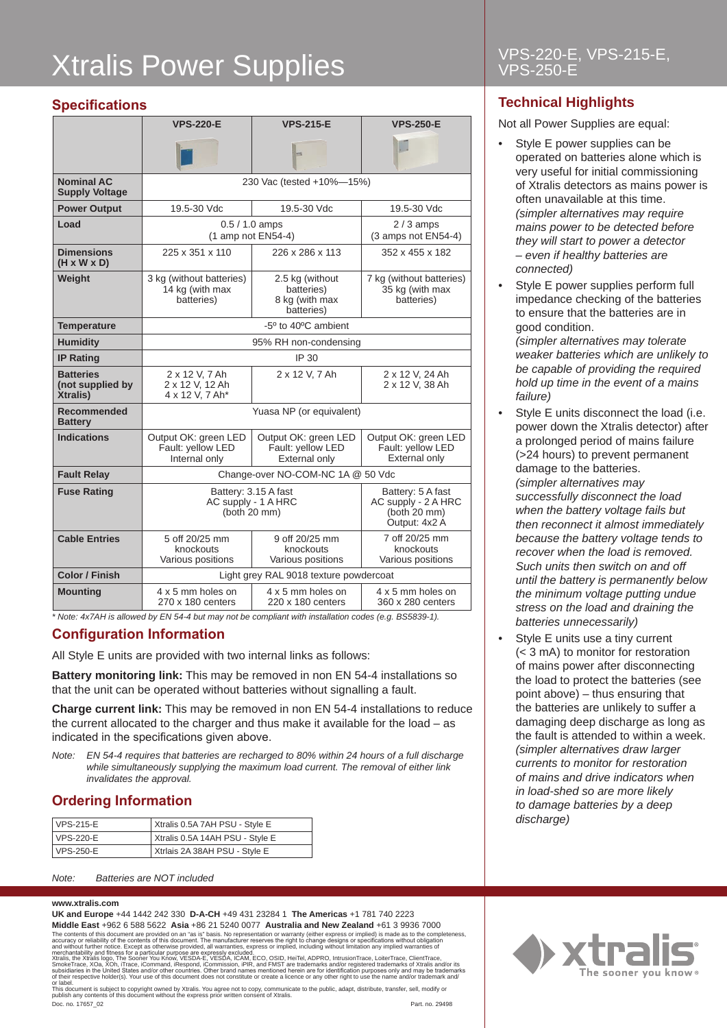# Xtralis Power Supplies

VPS-220-E, VPS-215-E, VPS-250-E

## Specifications

| | VPS-220-E | VPS-215-E | VPS-250-E |
|---|---|---|---|
| **Nominal AC Supply Voltage** | 230 Vac (tested +10%—15%) | | |
| **Power Output** | 19.5-30 Vdc | 19.5-30 Vdc | 19.5-30 Vdc |
| **Load** | 0.5 / 1.0 amps (1 amp not EN54-4) | | 2 / 3 amps (3 amps not EN54-4) |
| **Dimensions (H x W x D)** | 225 x 351 x 110 | 226 x 286 x 113 | 352 x 455 x 182 |
| **Weight** | 3 kg (without batteries) 14 kg (with max batteries) | 2.5 kg (without batteries) 8 kg (with max batteries) | 7 kg (without batteries) 35 kg (with max batteries) |
| **Temperature** | -5º to 40ºC ambient | | |
| **Humidity** | 95% RH non-condensing | | |
| **IP Rating** | IP 30 | | |
| **Batteries (not supplied by Xtralis)** | 2 x 12 V, 7 Ah 2 x 12 V, 12 Ah 4 x 12 V, 7 Ah* | 2 x 12 V, 7 Ah | 2 x 12 V, 24 Ah 2 x 12 V, 38 Ah |
| **Recommended Battery** | Yuasa NP (or equivalent) | | |
| **Indications** | Output OK: green LED Fault: yellow LED Internal only | Output OK: green LED Fault: yellow LED External only | Output OK: green LED Fault: yellow LED External only |
| **Fault Relay** | Change-over NO-COM-NC 1A @ 50 Vdc | | |
| **Fuse Rating** | Battery: 3.15 A fast AC supply - 1 A HRC (both 20 mm) | | Battery: 5 A fast AC supply - 2 A HRC (both 20 mm) Output: 4x2 A |
| **Cable Entries** | 5 off 20/25 mm knockouts Various positions | 9 off 20/25 mm knockouts Various positions | 7 off 20/25 mm knockouts Various positions |
| **Color / Finish** | Light grey RAL 9018 texture powdercoat | | |
| **Mounting** | 4 x 5 mm holes on 270 x 180 centers | 4 x 5 mm holes on 220 x 180 centers | 4 x 5 mm holes on 360 x 280 centers |

*\* Note: 4x7AH is allowed by EN 54-4 but may not be compliant with installation codes (e.g. BS5839-1).*

## Configuration Information

All Style E units are provided with two internal links as follows:

**Battery monitoring link:** This may be removed in non EN 54-4 installations so that the unit can be operated without batteries without signalling a fault.

**Charge current link:** This may be removed in non EN 54-4 installations to reduce the current allocated to the charger and thus make it available for the load – as indicated in the specifications given above.

*Note: EN 54-4 requires that batteries are recharged to 80% within 24 hours of a full discharge while simultaneously supplying the maximum load current. The removal of either link invalidates the approval.*

## Ordering Information

| | |
|---|---|
| VPS-215-E | Xtralis 0.5A 7AH PSU - Style E |
| VPS-220-E | Xtralis 0.5A 14AH PSU - Style E |
| VPS-250-E | Xtrlais 2A 38AH PSU - Style E |

*Note: Batteries are NOT included*

## Technical Highlights

Not all Power Supplies are equal:

- Style E power supplies can be operated on batteries alone which is very useful for initial commissioning of Xtralis detectors as mains power is often unavailable at this time. *(simpler alternatives may require mains power to be detected before they will start to power a detector – even if healthy batteries are connected)*
- Style E power supplies perform full impedance checking of the batteries to ensure that the batteries are in good condition. *(simpler alternatives may tolerate weaker batteries which are unlikely to be capable of providing the required hold up time in the event of a mains failure)*
- Style E units disconnect the load (i.e. power down the Xtralis detector) after a prolonged period of mains failure (>24 hours) to prevent permanent damage to the batteries. *(simpler alternatives may successfully disconnect the load when the battery voltage fails but then reconnect it almost immediately because the battery voltage tends to recover when the load is removed. Such units then switch on and off until the battery is permanently below the minimum voltage putting undue stress on the load and draining the batteries unnecessarily)*
- Style E units use a tiny current (< 3 mA) to monitor for restoration of mains power after disconnecting the load to protect the batteries (see point above) – thus ensuring that the batteries are unlikely to suffer a damaging deep discharge as long as the fault is attended to within a week. *(simpler alternatives draw larger currents to monitor for restoration of mains and drive indicators when in load-shed so are more likely to damage batteries by a deep discharge)*

**www.xtralis.com**

**UK and Europe** +44 1442 242 330 **D-A-CH** +49 431 23284 1 **The Americas** +1 781 740 2223
**Middle East** +962 6 588 5622 **Asia** +86 21 5240 0077 **Australia and New Zealand** +61 3 9936 7000

The contents of this document are provided on an "as is" basis. No representation or warranty (either express or implied) is made as to the completeness, accuracy or reliability of the contents of this document. The manufacturer reserves the right to change designs or specifications without obligation and without further notice. Except as otherwise provided, all warranties, express or implied, including without limitation any implied warranties of merchantability and fitness for a particular purpose are expressly excluded.
Xtralis, the Xtralis logo, The Sooner You Know, VESDA-E, VESDA, ICAM, ECO, OSID, HeiTel, ADPRO, IntrusionTrace, LoiterTrace, ClientTrace, SmokeTrace, XOa, XOh, iTrace, iCommand, iRespond, iCommission, iPIR, and FMST are trademarks and/or registered trademarks of Xtralis and/or its subsidiaries in the United States and/or other countries. Other brand names mentioned herein are for identification purposes only and may be trademarks of their respective holder(s). Your use of this document does not constitute or create a licence or any other right to use the name and/or trademark and/or label.
This document is subject to copyright owned by Xtralis. You agree not to copy, communicate to the public, adapt, distribute, transfer, sell, modify or publish any contents of this document without the express prior written consent of Xtralis.

Doc. no. 17657_02 Part. no. 29498

xtralis — The sooner you know®